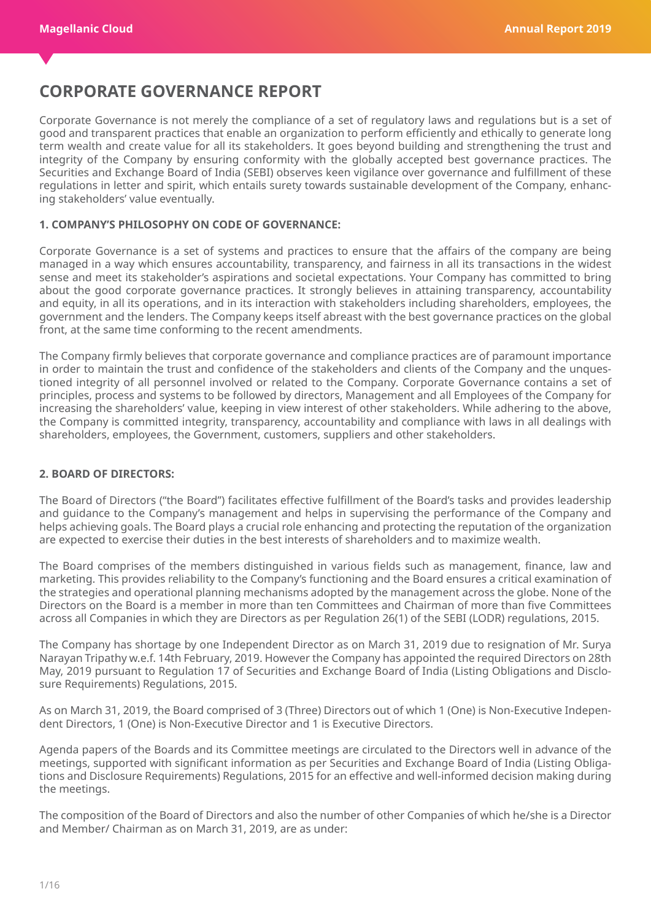# CORPORATE GOVERNANCE REPORT

Corporate Governance is not merely the compliance of a set of regulatory laws and regulations but is a set of good and transparent practices that enable an organization to perform efficiently and ethically to generate long term wealth and create value for all its stakeholders. It goes beyond building and strengthening the trust and integrity of the Company by ensuring conformity with the globally accepted best governance practices. The Securities and Exchange Board of India (SEBI) observes keen vigilance over governance and fulfillment of these regulations in letter and spirit, which entails surety towards sustainable development of the Company, enhancing stakeholders' value eventually.

### 1. COMPANY'S PHILOSOPHY ON CODE OF GOVERNANCE:

Corporate Governance is a set of systems and practices to ensure that the affairs of the company are being managed in a way which ensures accountability, transparency, and fairness in all its transactions in the widest sense and meet its stakeholder's aspirations and societal expectations. Your Company has committed to bring about the good corporate governance practices. It strongly believes in attaining transparency, accountability and equity, in all its operations, and in its interaction with stakeholders including shareholders, employees, the government and the lenders. The Company keeps itself abreast with the best governance practices on the global front, at the same time conforming to the recent amendments.

The Company firmly believes that corporate governance and compliance practices are of paramount importance in order to maintain the trust and confidence of the stakeholders and clients of the Company and the unquestioned integrity of all personnel involved or related to the Company. Corporate Governance contains a set of principles, process and systems to be followed by directors, Management and all Employees of the Company for increasing the shareholders' value, keeping in view interest of other stakeholders. While adhering to the above, the Company is committed integrity, transparency, accountability and compliance with laws in all dealings with shareholders, employees, the Government, customers, suppliers and other stakeholders.

### 2. BOARD OF DIRECTORS:

The Board of Directors ("the Board") facilitates effective fulfillment of the Board's tasks and provides leadership and guidance to the Company's management and helps in supervising the performance of the Company and helps achieving goals. The Board plays a crucial role enhancing and protecting the reputation of the organization are expected to exercise their duties in the best interests of shareholders and to maximize wealth.

The Board comprises of the members distinguished in various fields such as management, finance, law and marketing. This provides reliability to the Company's functioning and the Board ensures a critical examination of the strategies and operational planning mechanisms adopted by the management across the globe. None of the Directors on the Board is a member in more than ten Committees and Chairman of more than five Committees across all Companies in which they are Directors as per Regulation 26(1) of the SEBI (LODR) regulations, 2015.

The Company has shortage by one Independent Director as on March 31, 2019 due to resignation of Mr. Surya Narayan Tripathy w.e.f. 14th February, 2019. However the Company has appointed the required Directors on 28th May, 2019 pursuant to Regulation 17 of Securities and Exchange Board of India (Listing Obligations and Disclosure Requirements) Regulations, 2015.

As on March 31, 2019, the Board comprised of 3 (Three) Directors out of which 1 (One) is Non-Executive Independent Directors, 1 (One) is Non-Executive Director and 1 is Executive Directors.

Agenda papers of the Boards and its Committee meetings are circulated to the Directors well in advance of the meetings, supported with significant information as per Securities and Exchange Board of India (Listing Obligations and Disclosure Requirements) Regulations, 2015 for an effective and well-informed decision making during the meetings.

The composition of the Board of Directors and also the number of other Companies of which he/she is a Director and Member/ Chairman as on March 31, 2019, are as under: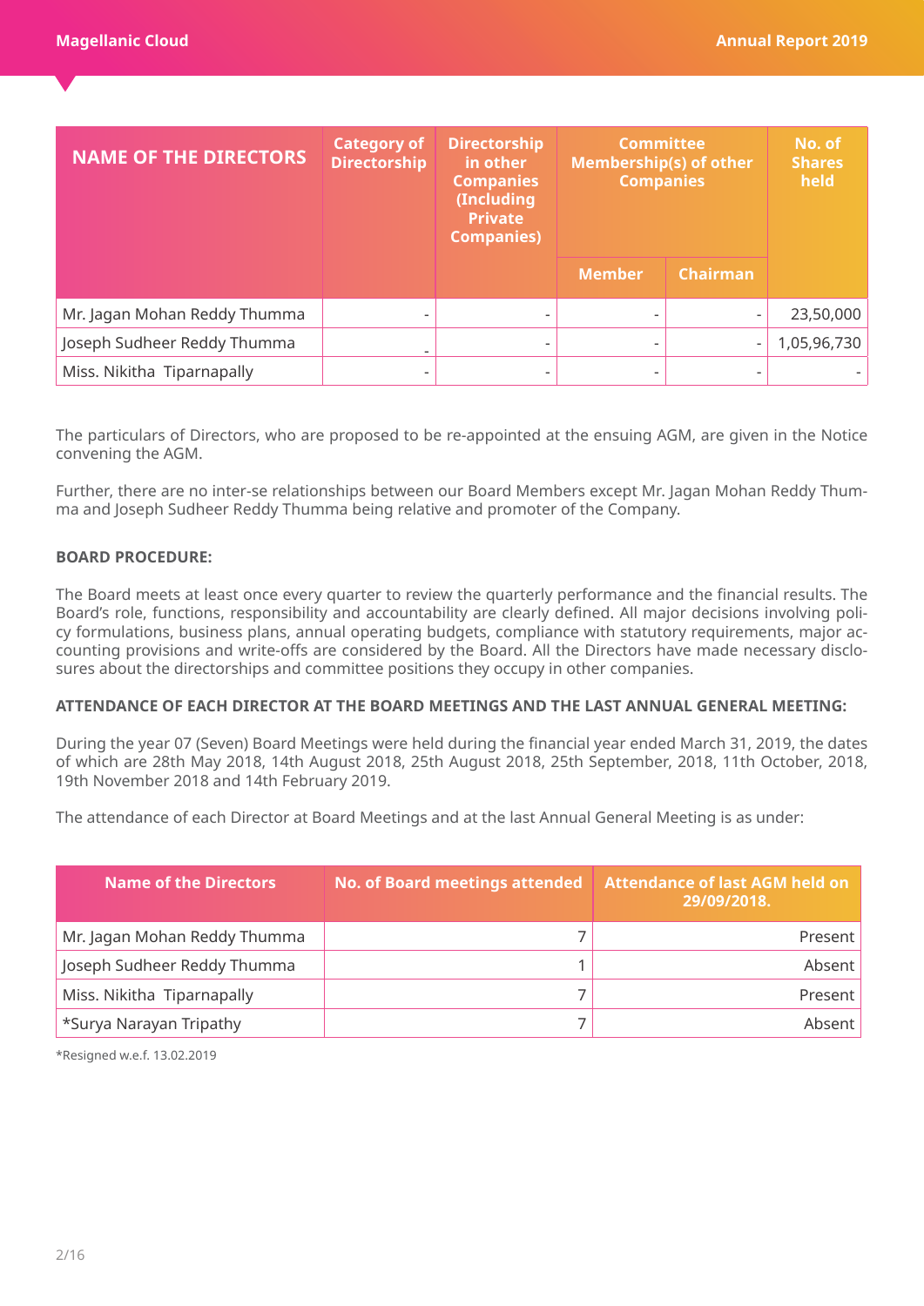| NAME OF THE DIRECTORS | Category of Directorship | Directorship in other Companies (Including Private Companies) | Committee Membership(s) of other Companies | | No. of Shares held |
|---|---|---|---|---|---|
| | | | Member | Chairman | |
| Mr. Jagan Mohan Reddy Thumma | - | - | - | - | 23,50,000 |
| Joseph Sudheer Reddy Thumma | - | - | - | - | 1,05,96,730 |
| Miss. Nikitha Tiparnapally | - | - | - | - | - |

The particulars of Directors, who are proposed to be re-appointed at the ensuing AGM, are given in the Notice convening the AGM.

Further, there are no inter-se relationships between our Board Members except Mr. Jagan Mohan Reddy Thumma and Joseph Sudheer Reddy Thumma being relative and promoter of the Company.

**BOARD PROCEDURE:**

The Board meets at least once every quarter to review the quarterly performance and the financial results. The Board's role, functions, responsibility and accountability are clearly defined. All major decisions involving policy formulations, business plans, annual operating budgets, compliance with statutory requirements, major accounting provisions and write-offs are considered by the Board. All the Directors have made necessary disclosures about the directorships and committee positions they occupy in other companies.

**ATTENDANCE OF EACH DIRECTOR AT THE BOARD MEETINGS AND THE LAST ANNUAL GENERAL MEETING:**

During the year 07 (Seven) Board Meetings were held during the financial year ended March 31, 2019, the dates of which are 28th May 2018, 14th August 2018, 25th August 2018, 25th September, 2018, 11th October, 2018, 19th November 2018 and 14th February 2019.

The attendance of each Director at Board Meetings and at the last Annual General Meeting is as under:

| Name of the Directors | No. of Board meetings attended | Attendance of last AGM held on 29/09/2018. |
|---|---|---|
| Mr. Jagan Mohan Reddy Thumma | 7 | Present |
| Joseph Sudheer Reddy Thumma | 1 | Absent |
| Miss. Nikitha Tiparnapally | 7 | Present |
| *Surya Narayan Tripathy | 7 | Absent |

*Resigned w.e.f. 13.02.2019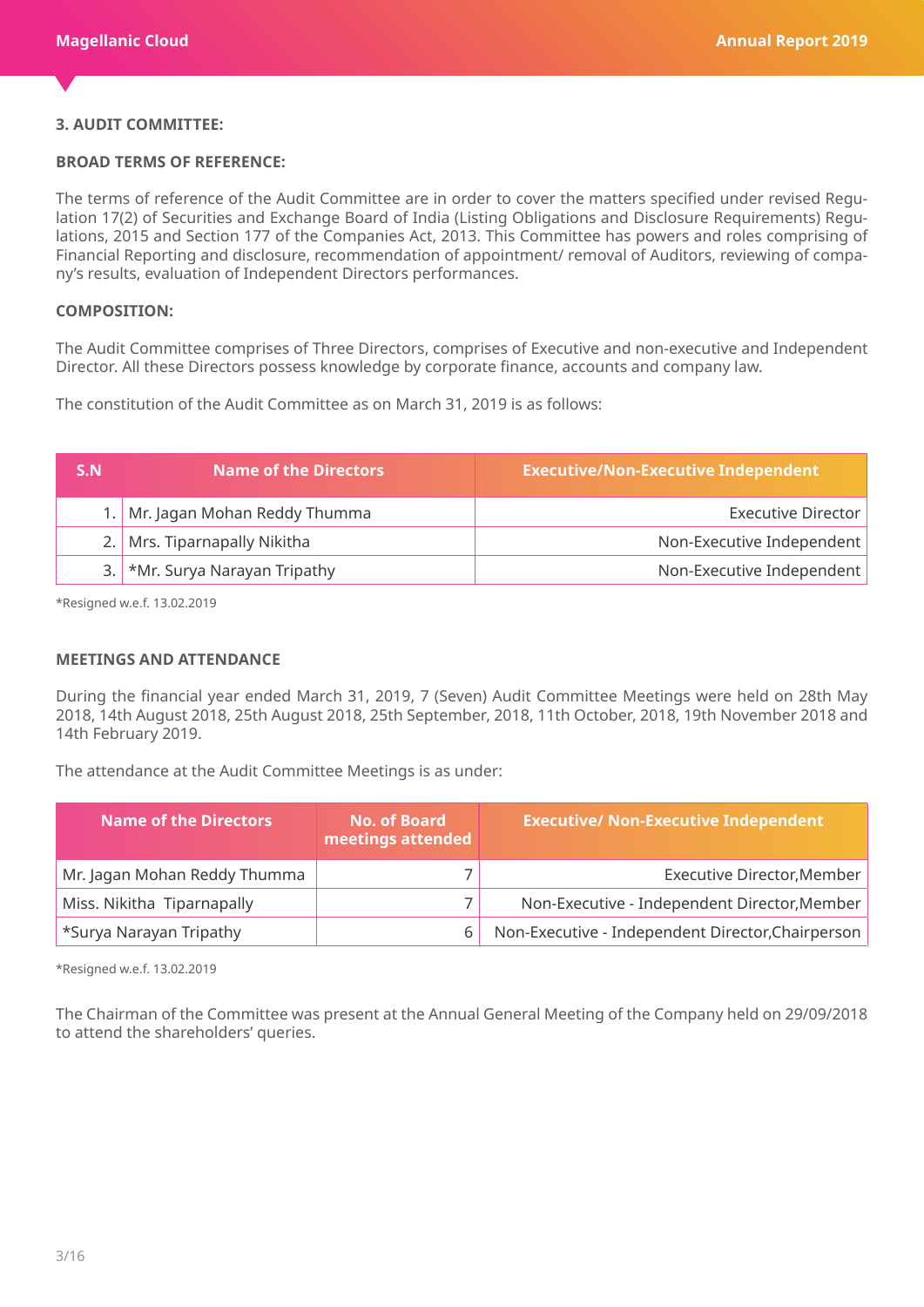### 3. AUDIT COMMITTEE:

**BROAD TERMS OF REFERENCE:**

The terms of reference of the Audit Committee are in order to cover the matters specified under revised Regulation 17(2) of Securities and Exchange Board of India (Listing Obligations and Disclosure Requirements) Regulations, 2015 and Section 177 of the Companies Act, 2013. This Committee has powers and roles comprising of Financial Reporting and disclosure, recommendation of appointment/ removal of Auditors, reviewing of company's results, evaluation of Independent Directors performances.

**COMPOSITION:**

The Audit Committee comprises of Three Directors, comprises of Executive and non-executive and Independent Director. All these Directors possess knowledge by corporate finance, accounts and company law.

The constitution of the Audit Committee as on March 31, 2019 is as follows:

| S.N | Name of the Directors | Executive/Non-Executive Independent |
|---|---|---|
| 1. | Mr. Jagan Mohan Reddy Thumma | Executive Director |
| 2. | Mrs. Tiparnapally Nikitha | Non-Executive Independent |
| 3. | *Mr. Surya Narayan Tripathy | Non-Executive Independent |

*Resigned w.e.f. 13.02.2019

**MEETINGS AND ATTENDANCE**

During the financial year ended March 31, 2019, 7 (Seven) Audit Committee Meetings were held on 28th May 2018, 14th August 2018, 25th August 2018, 25th September, 2018, 11th October, 2018, 19th November 2018 and 14th February 2019.

The attendance at the Audit Committee Meetings is as under:

| Name of the Directors | No. of Board meetings attended | Executive/ Non-Executive Independent |
|---|---|---|
| Mr. Jagan Mohan Reddy Thumma | 7 | Executive Director,Member |
| Miss. Nikitha Tiparnapally | 7 | Non-Executive - Independent Director,Member |
| *Surya Narayan Tripathy | 6 | Non-Executive - Independent Director,Chairperson |

*Resigned w.e.f. 13.02.2019

The Chairman of the Committee was present at the Annual General Meeting of the Company held on 29/09/2018 to attend the shareholders' queries.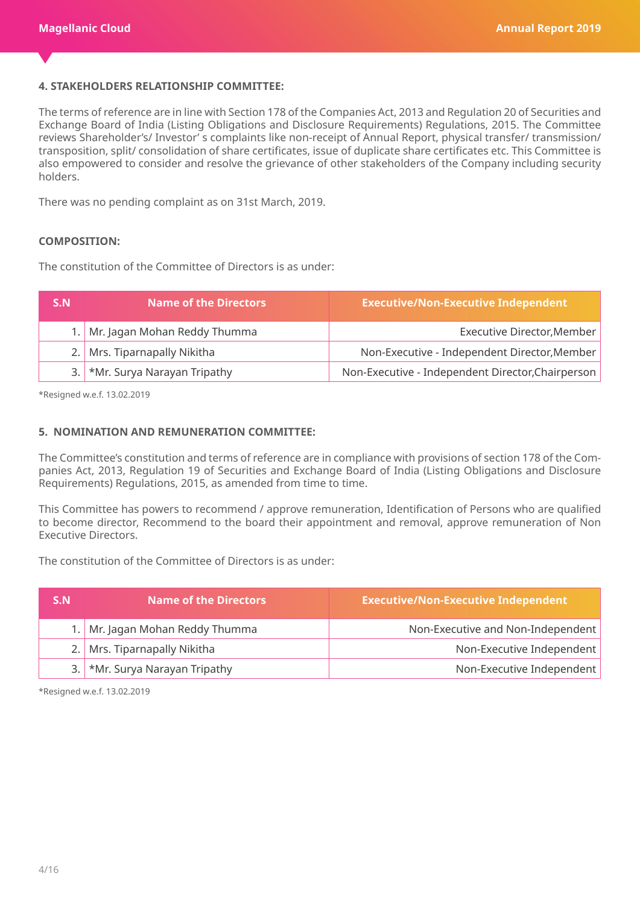#### 4. STAKEHOLDERS RELATIONSHIP COMMITTEE:

The terms of reference are in line with Section 178 of the Companies Act, 2013 and Regulation 20 of Securities and Exchange Board of India (Listing Obligations and Disclosure Requirements) Regulations, 2015. The Committee reviews Shareholder's/ Investor' s complaints like non-receipt of Annual Report, physical transfer/ transmission/ transposition, split/ consolidation of share certificates, issue of duplicate share certificates etc. This Committee is also empowered to consider and resolve the grievance of other stakeholders of the Company including security holders.

There was no pending complaint as on 31st March, 2019.

**COMPOSITION:**

The constitution of the Committee of Directors is as under:

| S.N | Name of the Directors | Executive/Non-Executive Independent |
|---|---|---|
| 1. | Mr. Jagan Mohan Reddy Thumma | Executive Director,Member |
| 2. | Mrs. Tiparnapally Nikitha | Non-Executive - Independent Director,Member |
| 3. | *Mr. Surya Narayan Tripathy | Non-Executive - Independent Director,Chairperson |

*Resigned w.e.f. 13.02.2019

#### 5. NOMINATION AND REMUNERATION COMMITTEE:

The Committee's constitution and terms of reference are in compliance with provisions of section 178 of the Companies Act, 2013, Regulation 19 of Securities and Exchange Board of India (Listing Obligations and Disclosure Requirements) Regulations, 2015, as amended from time to time.

This Committee has powers to recommend / approve remuneration, Identification of Persons who are qualified to become director, Recommend to the board their appointment and removal, approve remuneration of Non Executive Directors.

The constitution of the Committee of Directors is as under:

| S.N | Name of the Directors | Executive/Non-Executive Independent |
|---|---|---|
| 1. | Mr. Jagan Mohan Reddy Thumma | Non-Executive and Non-Independent |
| 2. | Mrs. Tiparnapally Nikitha | Non-Executive Independent |
| 3. | *Mr. Surya Narayan Tripathy | Non-Executive Independent |

*Resigned w.e.f. 13.02.2019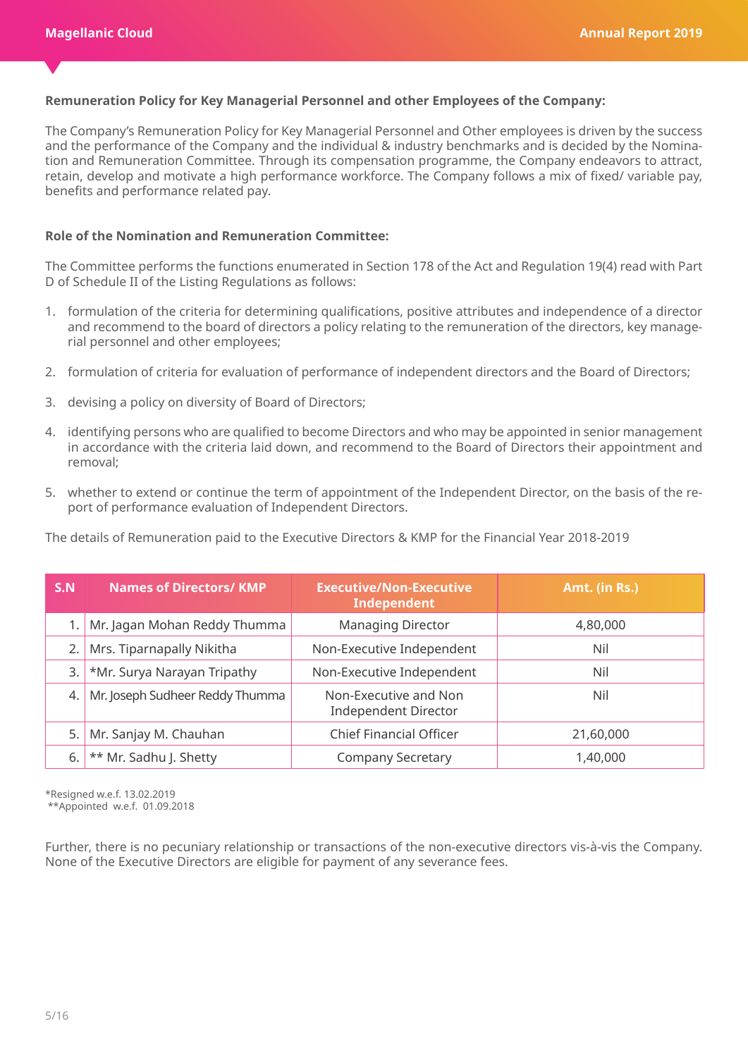**Remuneration Policy for Key Managerial Personnel and other Employees of the Company:**

The Company's Remuneration Policy for Key Managerial Personnel and Other employees is driven by the success and the performance of the Company and the individual & industry benchmarks and is decided by the Nomination and Remuneration Committee. Through its compensation programme, the Company endeavors to attract, retain, develop and motivate a high performance workforce. The Company follows a mix of fixed/ variable pay, benefits and performance related pay.

**Role of the Nomination and Remuneration Committee:**

The Committee performs the functions enumerated in Section 178 of the Act and Regulation 19(4) read with Part D of Schedule II of the Listing Regulations as follows:

1. formulation of the criteria for determining qualifications, positive attributes and independence of a director and recommend to the board of directors a policy relating to the remuneration of the directors, key managerial personnel and other employees;

2. formulation of criteria for evaluation of performance of independent directors and the Board of Directors;

3. devising a policy on diversity of Board of Directors;

4. identifying persons who are qualified to become Directors and who may be appointed in senior management in accordance with the criteria laid down, and recommend to the Board of Directors their appointment and removal;

5. whether to extend or continue the term of appointment of the Independent Director, on the basis of the report of performance evaluation of Independent Directors.

The details of Remuneration paid to the Executive Directors & KMP for the Financial Year 2018-2019

| S.N | Names of Directors/ KMP | Executive/Non-Executive Independent | Amt. (in Rs.) |
|---|---|---|---|
| 1. | Mr. Jagan Mohan Reddy Thumma | Managing Director | 4,80,000 |
| 2. | Mrs. Tiparnapally Nikitha | Non-Executive Independent | Nil |
| 3. | *Mr. Surya Narayan Tripathy | Non-Executive Independent | Nil |
| 4. | Mr. Joseph Sudheer Reddy Thumma | Non-Executive and Non Independent Director | Nil |
| 5. | Mr. Sanjay M. Chauhan | Chief Financial Officer | 21,60,000 |
| 6. | ** Mr. Sadhu J. Shetty | Company Secretary | 1,40,000 |

*Resigned w.e.f. 13.02.2019
**Appointed w.e.f. 01.09.2018

Further, there is no pecuniary relationship or transactions of the non-executive directors vis-à-vis the Company. None of the Executive Directors are eligible for payment of any severance fees.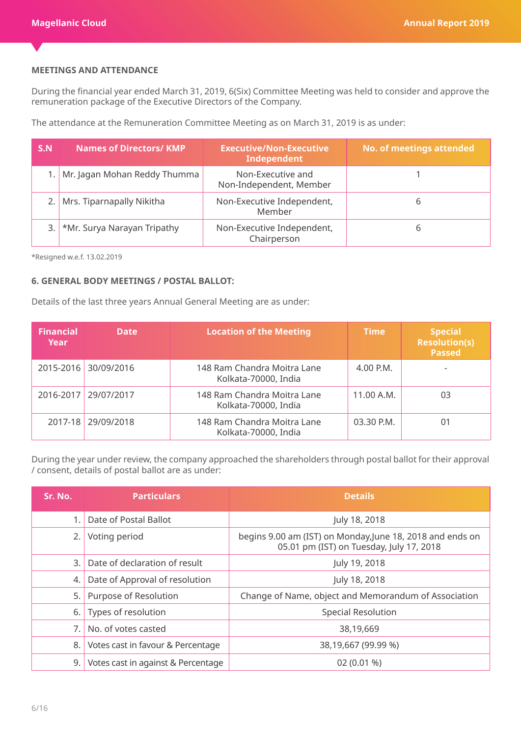**MEETINGS AND ATTENDANCE**

During the financial year ended March 31, 2019, 6(Six) Committee Meeting was held to consider and approve the remuneration package of the Executive Directors of the Company.

The attendance at the Remuneration Committee Meeting as on March 31, 2019 is as under:

| S.N | Names of Directors/ KMP | Executive/Non-Executive Independent | No. of meetings attended |
|---|---|---|---|
| 1. | Mr. Jagan Mohan Reddy Thumma | Non-Executive and Non-Independent, Member | 1 |
| 2. | Mrs. Tiparnapally Nikitha | Non-Executive Independent, Member | 6 |
| 3. | *Mr. Surya Narayan Tripathy | Non-Executive Independent, Chairperson | 6 |

*Resigned w.e.f. 13.02.2019

**6. GENERAL BODY MEETINGS / POSTAL BALLOT:**

Details of the last three years Annual General Meeting are as under:

| Financial Year | Date | Location of the Meeting | Time | Special Resolution(s) Passed |
|---|---|---|---|---|
| 2015-2016 | 30/09/2016 | 148 Ram Chandra Moitra Lane Kolkata-70000, India | 4.00 P.M. | - |
| 2016-2017 | 29/07/2017 | 148 Ram Chandra Moitra Lane Kolkata-70000, India | 11.00 A.M. | 03 |
| 2017-18 | 29/09/2018 | 148 Ram Chandra Moitra Lane Kolkata-70000, India | 03.30 P.M. | 01 |

During the year under review, the company approached the shareholders through postal ballot for their approval / consent, details of postal ballot are as under:

| Sr. No. | Particulars | Details |
|---|---|---|
| 1. | Date of Postal Ballot | July 18, 2018 |
| 2. | Voting period | begins 9.00 am (IST) on Monday,June 18, 2018 and ends on 05.01 pm (IST) on Tuesday, July 17, 2018 |
| 3. | Date of declaration of result | July 19, 2018 |
| 4. | Date of Approval of resolution | July 18, 2018 |
| 5. | Purpose of Resolution | Change of Name, object and Memorandum of Association |
| 6. | Types of resolution | Special Resolution |
| 7. | No. of votes casted | 38,19,669 |
| 8. | Votes cast in favour & Percentage | 38,19,667 (99.99 %) |
| 9. | Votes cast in against & Percentage | 02 (0.01 %) |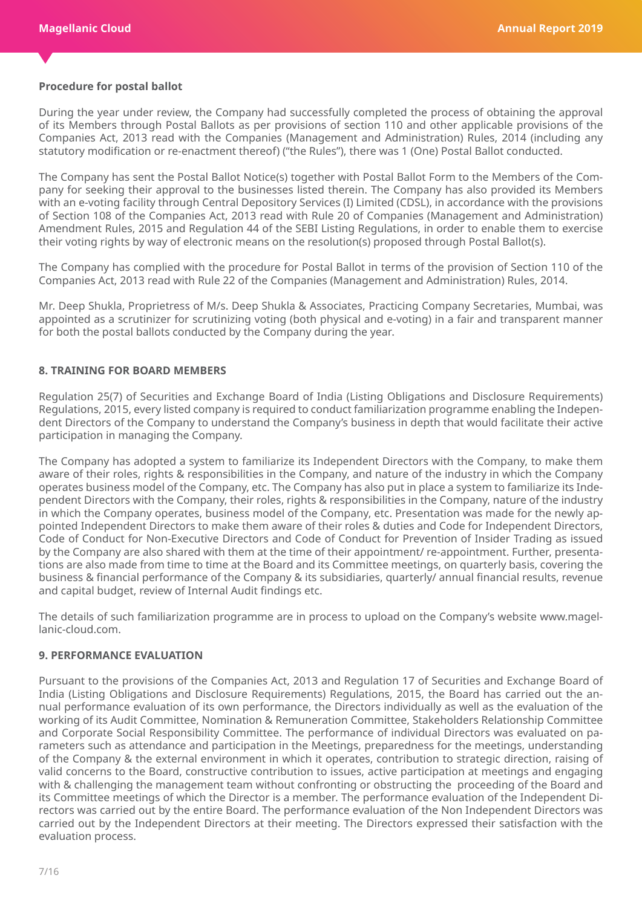**Procedure for postal ballot**

During the year under review, the Company had successfully completed the process of obtaining the approval of its Members through Postal Ballots as per provisions of section 110 and other applicable provisions of the Companies Act, 2013 read with the Companies (Management and Administration) Rules, 2014 (including any statutory modification or re-enactment thereof) ("the Rules"), there was 1 (One) Postal Ballot conducted.

The Company has sent the Postal Ballot Notice(s) together with Postal Ballot Form to the Members of the Company for seeking their approval to the businesses listed therein. The Company has also provided its Members with an e-voting facility through Central Depository Services (I) Limited (CDSL), in accordance with the provisions of Section 108 of the Companies Act, 2013 read with Rule 20 of Companies (Management and Administration) Amendment Rules, 2015 and Regulation 44 of the SEBI Listing Regulations, in order to enable them to exercise their voting rights by way of electronic means on the resolution(s) proposed through Postal Ballot(s).

The Company has complied with the procedure for Postal Ballot in terms of the provision of Section 110 of the Companies Act, 2013 read with Rule 22 of the Companies (Management and Administration) Rules, 2014.

Mr. Deep Shukla, Proprietress of M/s. Deep Shukla & Associates, Practicing Company Secretaries, Mumbai, was appointed as a scrutinizer for scrutinizing voting (both physical and e-voting) in a fair and transparent manner for both the postal ballots conducted by the Company during the year.

## 8. TRAINING FOR BOARD MEMBERS

Regulation 25(7) of Securities and Exchange Board of India (Listing Obligations and Disclosure Requirements) Regulations, 2015, every listed company is required to conduct familiarization programme enabling the Independent Directors of the Company to understand the Company's business in depth that would facilitate their active participation in managing the Company.

The Company has adopted a system to familiarize its Independent Directors with the Company, to make them aware of their roles, rights & responsibilities in the Company, and nature of the industry in which the Company operates business model of the Company, etc. The Company has also put in place a system to familiarize its Independent Directors with the Company, their roles, rights & responsibilities in the Company, nature of the industry in which the Company operates, business model of the Company, etc. Presentation was made for the newly appointed Independent Directors to make them aware of their roles & duties and Code for Independent Directors, Code of Conduct for Non-Executive Directors and Code of Conduct for Prevention of Insider Trading as issued by the Company are also shared with them at the time of their appointment/ re-appointment. Further, presentations are also made from time to time at the Board and its Committee meetings, on quarterly basis, covering the business & financial performance of the Company & its subsidiaries, quarterly/ annual financial results, revenue and capital budget, review of Internal Audit findings etc.

The details of such familiarization programme are in process to upload on the Company's website www.magellanic-cloud.com.

## 9. PERFORMANCE EVALUATION

Pursuant to the provisions of the Companies Act, 2013 and Regulation 17 of Securities and Exchange Board of India (Listing Obligations and Disclosure Requirements) Regulations, 2015, the Board has carried out the annual performance evaluation of its own performance, the Directors individually as well as the evaluation of the working of its Audit Committee, Nomination & Remuneration Committee, Stakeholders Relationship Committee and Corporate Social Responsibility Committee. The performance of individual Directors was evaluated on parameters such as attendance and participation in the Meetings, preparedness for the meetings, understanding of the Company & the external environment in which it operates, contribution to strategic direction, raising of valid concerns to the Board, constructive contribution to issues, active participation at meetings and engaging with & challenging the management team without confronting or obstructing the proceeding of the Board and its Committee meetings of which the Director is a member. The performance evaluation of the Independent Directors was carried out by the entire Board. The performance evaluation of the Non Independent Directors was carried out by the Independent Directors at their meeting. The Directors expressed their satisfaction with the evaluation process.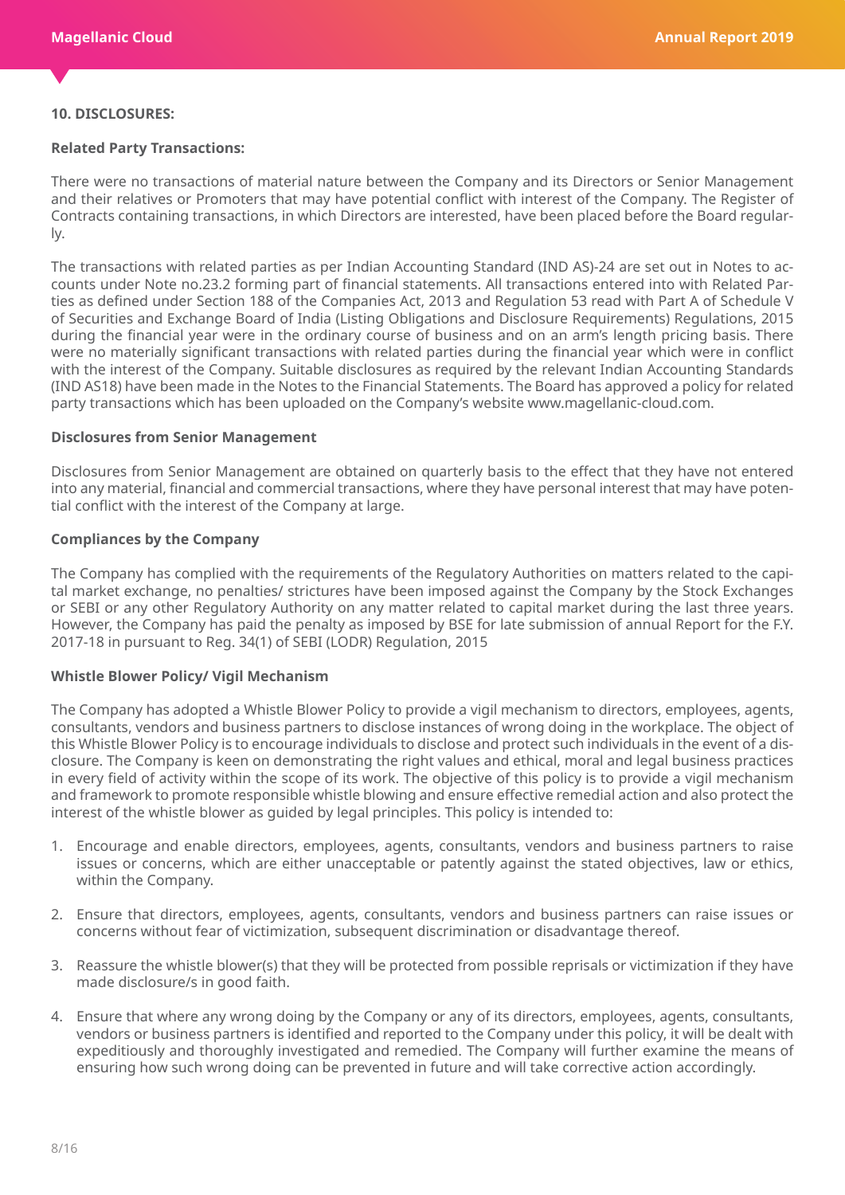**10. DISCLOSURES:**

**Related Party Transactions:**

There were no transactions of material nature between the Company and its Directors or Senior Management and their relatives or Promoters that may have potential conflict with interest of the Company. The Register of Contracts containing transactions, in which Directors are interested, have been placed before the Board regularly.

The transactions with related parties as per Indian Accounting Standard (IND AS)-24 are set out in Notes to accounts under Note no.23.2 forming part of financial statements. All transactions entered into with Related Parties as defined under Section 188 of the Companies Act, 2013 and Regulation 53 read with Part A of Schedule V of Securities and Exchange Board of India (Listing Obligations and Disclosure Requirements) Regulations, 2015 during the financial year were in the ordinary course of business and on an arm's length pricing basis. There were no materially significant transactions with related parties during the financial year which were in conflict with the interest of the Company. Suitable disclosures as required by the relevant Indian Accounting Standards (IND AS18) have been made in the Notes to the Financial Statements. The Board has approved a policy for related party transactions which has been uploaded on the Company's website www.magellanic-cloud.com.

**Disclosures from Senior Management**

Disclosures from Senior Management are obtained on quarterly basis to the effect that they have not entered into any material, financial and commercial transactions, where they have personal interest that may have potential conflict with the interest of the Company at large.

**Compliances by the Company**

The Company has complied with the requirements of the Regulatory Authorities on matters related to the capital market exchange, no penalties/ strictures have been imposed against the Company by the Stock Exchanges or SEBI or any other Regulatory Authority on any matter related to capital market during the last three years. However, the Company has paid the penalty as imposed by BSE for late submission of annual Report for the F.Y. 2017-18 in pursuant to Reg. 34(1) of SEBI (LODR) Regulation, 2015

**Whistle Blower Policy/ Vigil Mechanism**

The Company has adopted a Whistle Blower Policy to provide a vigil mechanism to directors, employees, agents, consultants, vendors and business partners to disclose instances of wrong doing in the workplace. The object of this Whistle Blower Policy is to encourage individuals to disclose and protect such individuals in the event of a disclosure. The Company is keen on demonstrating the right values and ethical, moral and legal business practices in every field of activity within the scope of its work. The objective of this policy is to provide a vigil mechanism and framework to promote responsible whistle blowing and ensure effective remedial action and also protect the interest of the whistle blower as guided by legal principles. This policy is intended to:

1. Encourage and enable directors, employees, agents, consultants, vendors and business partners to raise issues or concerns, which are either unacceptable or patently against the stated objectives, law or ethics, within the Company.

2. Ensure that directors, employees, agents, consultants, vendors and business partners can raise issues or concerns without fear of victimization, subsequent discrimination or disadvantage thereof.

3. Reassure the whistle blower(s) that they will be protected from possible reprisals or victimization if they have made disclosure/s in good faith.

4. Ensure that where any wrong doing by the Company or any of its directors, employees, agents, consultants, vendors or business partners is identified and reported to the Company under this policy, it will be dealt with expeditiously and thoroughly investigated and remedied. The Company will further examine the means of ensuring how such wrong doing can be prevented in future and will take corrective action accordingly.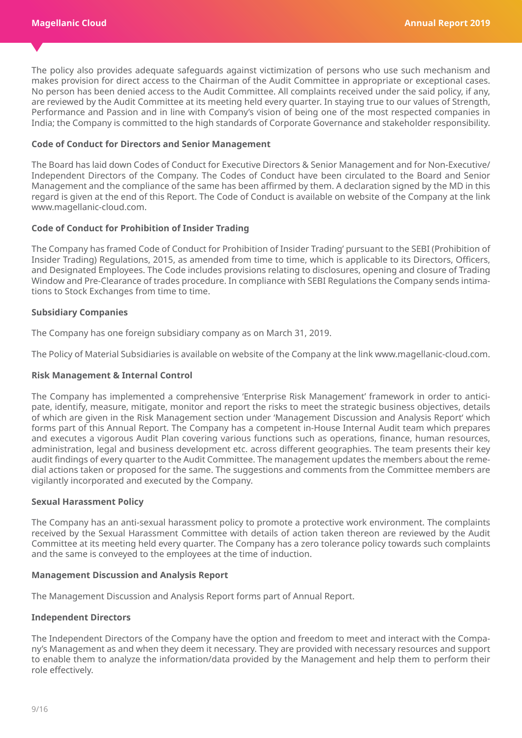The policy also provides adequate safeguards against victimization of persons who use such mechanism and makes provision for direct access to the Chairman of the Audit Committee in appropriate or exceptional cases. No person has been denied access to the Audit Committee. All complaints received under the said policy, if any, are reviewed by the Audit Committee at its meeting held every quarter. In staying true to our values of Strength, Performance and Passion and in line with Company's vision of being one of the most respected companies in India; the Company is committed to the high standards of Corporate Governance and stakeholder responsibility.

**Code of Conduct for Directors and Senior Management**

The Board has laid down Codes of Conduct for Executive Directors & Senior Management and for Non-Executive/ Independent Directors of the Company. The Codes of Conduct have been circulated to the Board and Senior Management and the compliance of the same has been affirmed by them. A declaration signed by the MD in this regard is given at the end of this Report. The Code of Conduct is available on website of the Company at the link www.magellanic-cloud.com.

**Code of Conduct for Prohibition of Insider Trading**

The Company has framed Code of Conduct for Prohibition of Insider Trading' pursuant to the SEBI (Prohibition of Insider Trading) Regulations, 2015, as amended from time to time, which is applicable to its Directors, Officers, and Designated Employees. The Code includes provisions relating to disclosures, opening and closure of Trading Window and Pre-Clearance of trades procedure. In compliance with SEBI Regulations the Company sends intimations to Stock Exchanges from time to time.

**Subsidiary Companies**

The Company has one foreign subsidiary company as on March 31, 2019.

The Policy of Material Subsidiaries is available on website of the Company at the link www.magellanic-cloud.com.

**Risk Management & Internal Control**

The Company has implemented a comprehensive 'Enterprise Risk Management' framework in order to anticipate, identify, measure, mitigate, monitor and report the risks to meet the strategic business objectives, details of which are given in the Risk Management section under 'Management Discussion and Analysis Report' which forms part of this Annual Report. The Company has a competent in-House Internal Audit team which prepares and executes a vigorous Audit Plan covering various functions such as operations, finance, human resources, administration, legal and business development etc. across different geographies. The team presents their key audit findings of every quarter to the Audit Committee. The management updates the members about the remedial actions taken or proposed for the same. The suggestions and comments from the Committee members are vigilantly incorporated and executed by the Company.

**Sexual Harassment Policy**

The Company has an anti-sexual harassment policy to promote a protective work environment. The complaints received by the Sexual Harassment Committee with details of action taken thereon are reviewed by the Audit Committee at its meeting held every quarter. The Company has a zero tolerance policy towards such complaints and the same is conveyed to the employees at the time of induction.

**Management Discussion and Analysis Report**

The Management Discussion and Analysis Report forms part of Annual Report.

**Independent Directors**

The Independent Directors of the Company have the option and freedom to meet and interact with the Company's Management as and when they deem it necessary. They are provided with necessary resources and support to enable them to analyze the information/data provided by the Management and help them to perform their role effectively.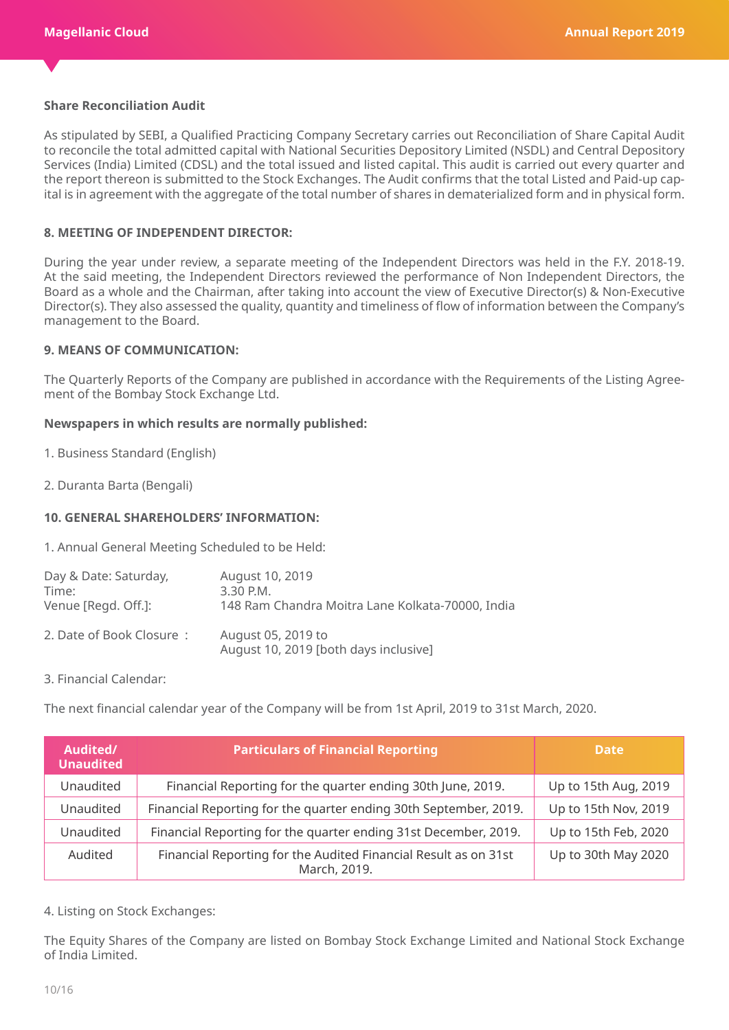**Share Reconciliation Audit**

As stipulated by SEBI, a Qualified Practicing Company Secretary carries out Reconciliation of Share Capital Audit to reconcile the total admitted capital with National Securities Depository Limited (NSDL) and Central Depository Services (India) Limited (CDSL) and the total issued and listed capital. This audit is carried out every quarter and the report thereon is submitted to the Stock Exchanges. The Audit confirms that the total Listed and Paid-up capital is in agreement with the aggregate of the total number of shares in dematerialized form and in physical form.

**8. MEETING OF INDEPENDENT DIRECTOR:**

During the year under review, a separate meeting of the Independent Directors was held in the F.Y. 2018-19. At the said meeting, the Independent Directors reviewed the performance of Non Independent Directors, the Board as a whole and the Chairman, after taking into account the view of Executive Director(s) & Non-Executive Director(s). They also assessed the quality, quantity and timeliness of flow of information between the Company's management to the Board.

**9. MEANS OF COMMUNICATION:**

The Quarterly Reports of the Company are published in accordance with the Requirements of the Listing Agreement of the Bombay Stock Exchange Ltd.

**Newspapers in which results are normally published:**

1. Business Standard (English)

2. Duranta Barta (Bengali)

**10. GENERAL SHAREHOLDERS' INFORMATION:**

1. Annual General Meeting Scheduled to be Held:

Day & Date: Saturday, August 10, 2019
Time: 3.30 P.M.
Venue [Regd. Off.]: 148 Ram Chandra Moitra Lane Kolkata-70000, India

2. Date of Book Closure : August 05, 2019 to August 10, 2019 [both days inclusive]

3. Financial Calendar:

The next financial calendar year of the Company will be from 1st April, 2019 to 31st March, 2020.

| Audited/ Unaudited | Particulars of Financial Reporting | Date |
|---|---|---|
| Unaudited | Financial Reporting for the quarter ending 30th June, 2019. | Up to 15th Aug, 2019 |
| Unaudited | Financial Reporting for the quarter ending 30th September, 2019. | Up to 15th Nov, 2019 |
| Unaudited | Financial Reporting for the quarter ending 31st December, 2019. | Up to 15th Feb, 2020 |
| Audited | Financial Reporting for the Audited Financial Result as on 31st March, 2019. | Up to 30th May 2020 |

4. Listing on Stock Exchanges:

The Equity Shares of the Company are listed on Bombay Stock Exchange Limited and National Stock Exchange of India Limited.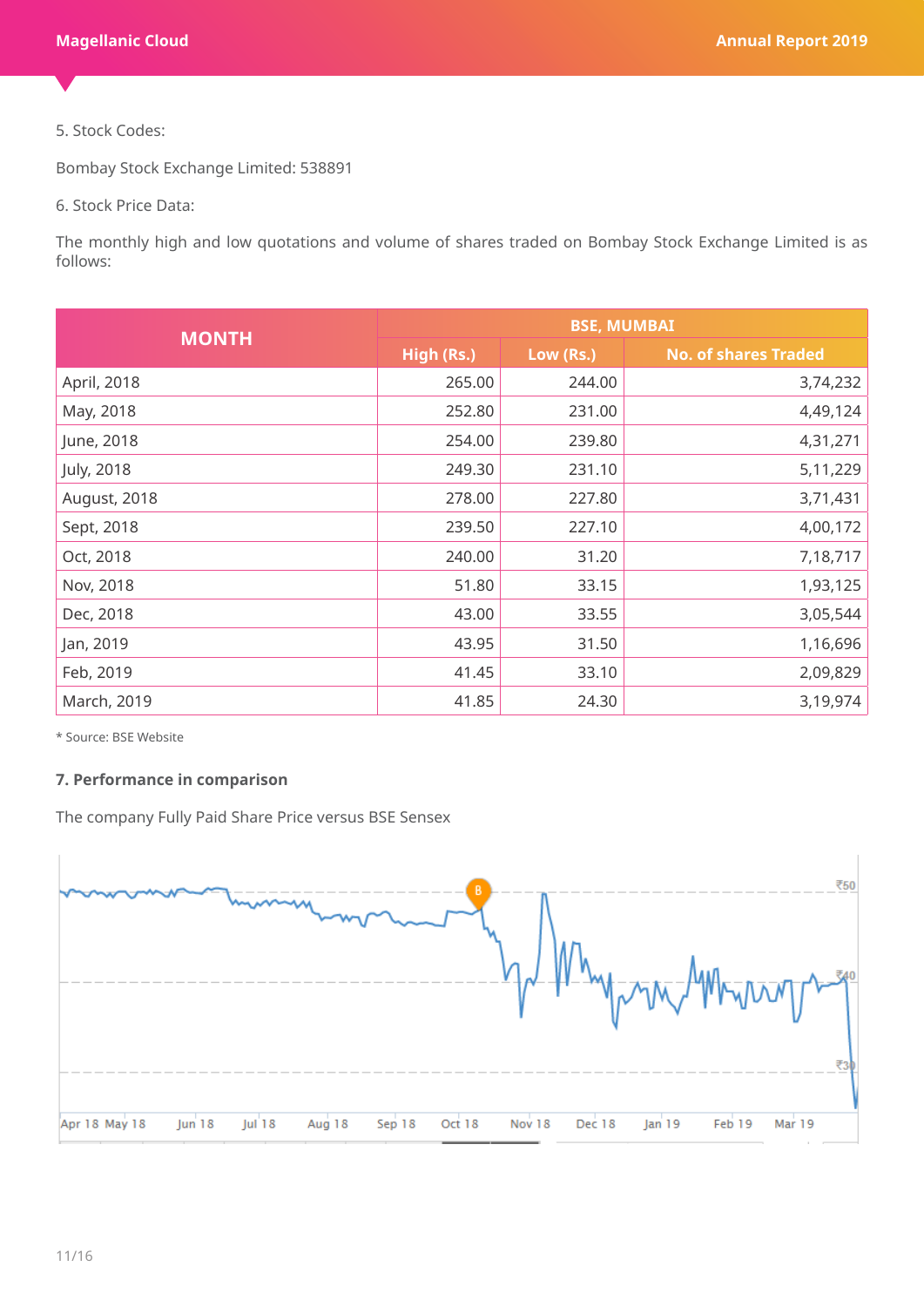5. Stock Codes:

Bombay Stock Exchange Limited: 538891

6. Stock Price Data:

The monthly high and low quotations and volume of shares traded on Bombay Stock Exchange Limited is as follows:

| MONTH | BSE, MUMBAI | | |
|---|---|---|---|
| | High (Rs.) | Low (Rs.) | No. of shares Traded |
| April, 2018 | 265.00 | 244.00 | 3,74,232 |
| May, 2018 | 252.80 | 231.00 | 4,49,124 |
| June, 2018 | 254.00 | 239.80 | 4,31,271 |
| July, 2018 | 249.30 | 231.10 | 5,11,229 |
| August, 2018 | 278.00 | 227.80 | 3,71,431 |
| Sept, 2018 | 239.50 | 227.10 | 4,00,172 |
| Oct, 2018 | 240.00 | 31.20 | 7,18,717 |
| Nov, 2018 | 51.80 | 33.15 | 1,93,125 |
| Dec, 2018 | 43.00 | 33.55 | 3,05,544 |
| Jan, 2019 | 43.95 | 31.50 | 1,16,696 |
| Feb, 2019 | 41.45 | 33.10 | 2,09,829 |
| March, 2019 | 41.85 | 24.30 | 3,19,974 |

* Source: BSE Website

**7. Performance in comparison**

The company Fully Paid Share Price versus BSE Sensex

B

₹50

₹40

₹30

Apr 18 May 18 Jun 18 Jul 18 Aug 18 Sep 18 Oct 18 Nov 18 Dec 18 Jan 19 Feb 19 Mar 19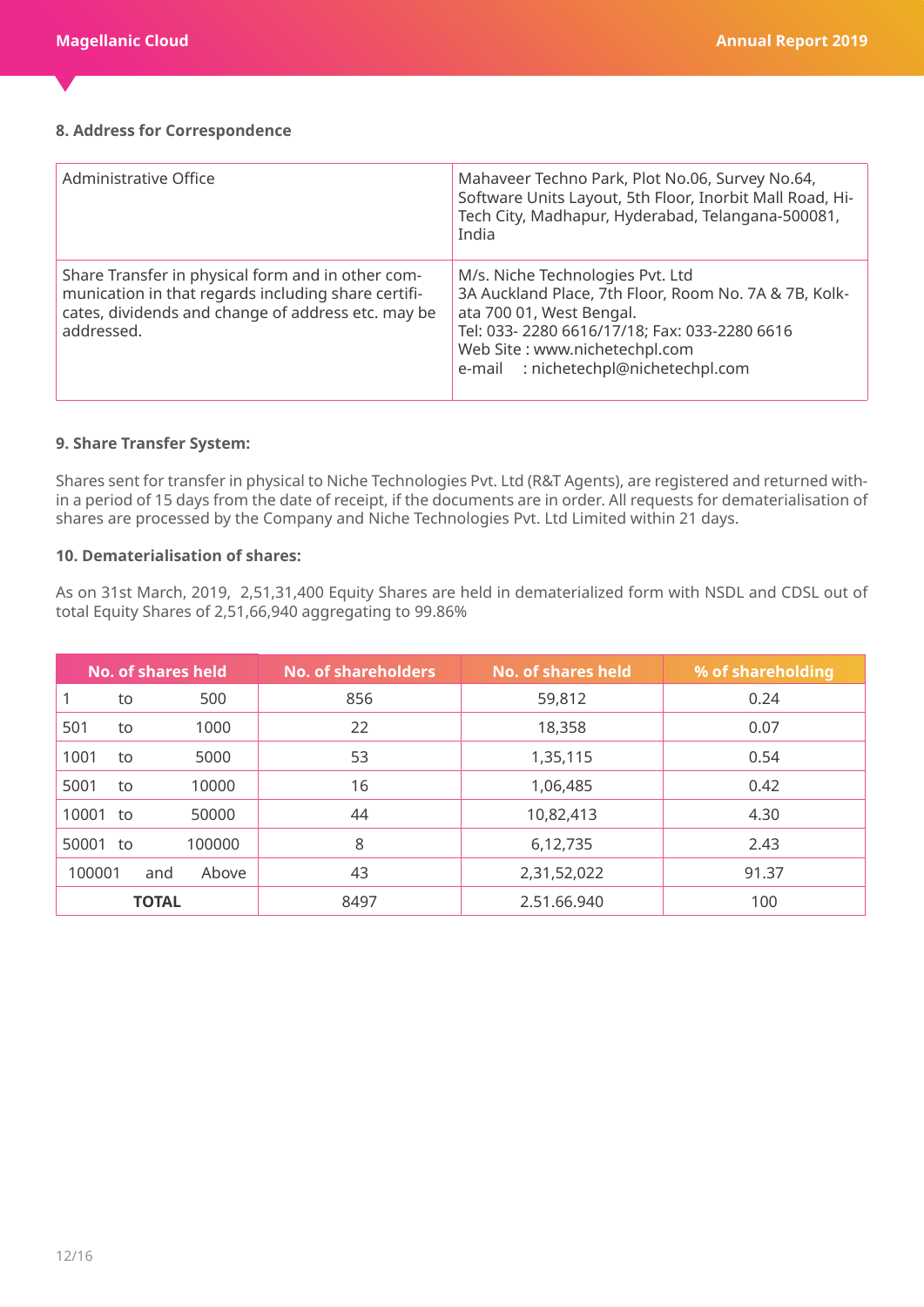### 8. Address for Correspondence

| | |
|---|---|
| Administrative Office | Mahaveer Techno Park, Plot No.06, Survey No.64, Software Units Layout, 5th Floor, Inorbit Mall Road, Hi-Tech City, Madhapur, Hyderabad, Telangana-500081, India |
| Share Transfer in physical form and in other communication in that regards including share certificates, dividends and change of address etc. may be addressed. | M/s. Niche Technologies Pvt. Ltd<br>3A Auckland Place, 7th Floor, Room No. 7A & 7B, Kolkata 700 01, West Bengal.<br>Tel: 033- 2280 6616/17/18; Fax: 033-2280 6616<br>Web Site : www.nichetechpl.com<br>e-mail : nichetechpl@nichetechpl.com |

### 9. Share Transfer System:

Shares sent for transfer in physical to Niche Technologies Pvt. Ltd (R&T Agents), are registered and returned within a period of 15 days from the date of receipt, if the documents are in order. All requests for dematerialisation of shares are processed by the Company and Niche Technologies Pvt. Ltd Limited within 21 days.

### 10. Dematerialisation of shares:

As on 31st March, 2019, 2,51,31,400 Equity Shares are held in dematerialized form with NSDL and CDSL out of total Equity Shares of 2,51,66,940 aggregating to 99.86%

| No. of shares held | No. of shareholders | No. of shares held | % of shareholding |
|---|---|---|---|
| 1 to 500 | 856 | 59,812 | 0.24 |
| 501 to 1000 | 22 | 18,358 | 0.07 |
| 1001 to 5000 | 53 | 1,35,115 | 0.54 |
| 5001 to 10000 | 16 | 1,06,485 | 0.42 |
| 10001 to 50000 | 44 | 10,82,413 | 4.30 |
| 50001 to 100000 | 8 | 6,12,735 | 2.43 |
| 100001 and Above | 43 | 2,31,52,022 | 91.37 |
| **TOTAL** | 8497 | 2.51.66.940 | 100 |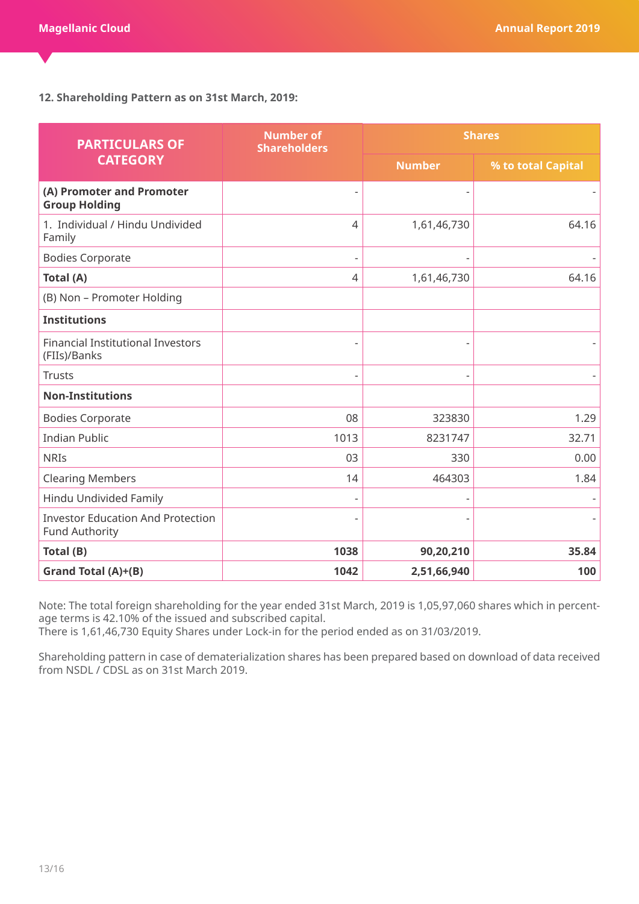### 12. Shareholding Pattern as on 31st March, 2019:

| PARTICULARS OF CATEGORY | Number of Shareholders | Shares | |
|---|---|---|---|
| | | Number | % to total Capital |
| **(A) Promoter and Promoter Group Holding** | - | - | - |
| 1. Individual / Hindu Undivided Family | 4 | 1,61,46,730 | 64.16 |
| Bodies Corporate | - | - | - |
| **Total (A)** | 4 | 1,61,46,730 | 64.16 |
| (B) Non – Promoter Holding | | | |
| **Institutions** | | | |
| Financial Institutional Investors (FIIs)/Banks | - | - | - |
| Trusts | - | - | - |
| **Non-Institutions** | | | |
| Bodies Corporate | 08 | 323830 | 1.29 |
| Indian Public | 1013 | 8231747 | 32.71 |
| NRIs | 03 | 330 | 0.00 |
| Clearing Members | 14 | 464303 | 1.84 |
| Hindu Undivided Family | - | - | - |
| Investor Education And Protection Fund Authority | - | - | - |
| **Total (B)** | **1038** | **90,20,210** | **35.84** |
| **Grand Total (A)+(B)** | **1042** | **2,51,66,940** | **100** |

Note: The total foreign shareholding for the year ended 31st March, 2019 is 1,05,97,060 shares which in percentage terms is 42.10% of the issued and subscribed capital.
There is 1,61,46,730 Equity Shares under Lock-in for the period ended as on 31/03/2019.

Shareholding pattern in case of dematerialization shares has been prepared based on download of data received from NSDL / CDSL as on 31st March 2019.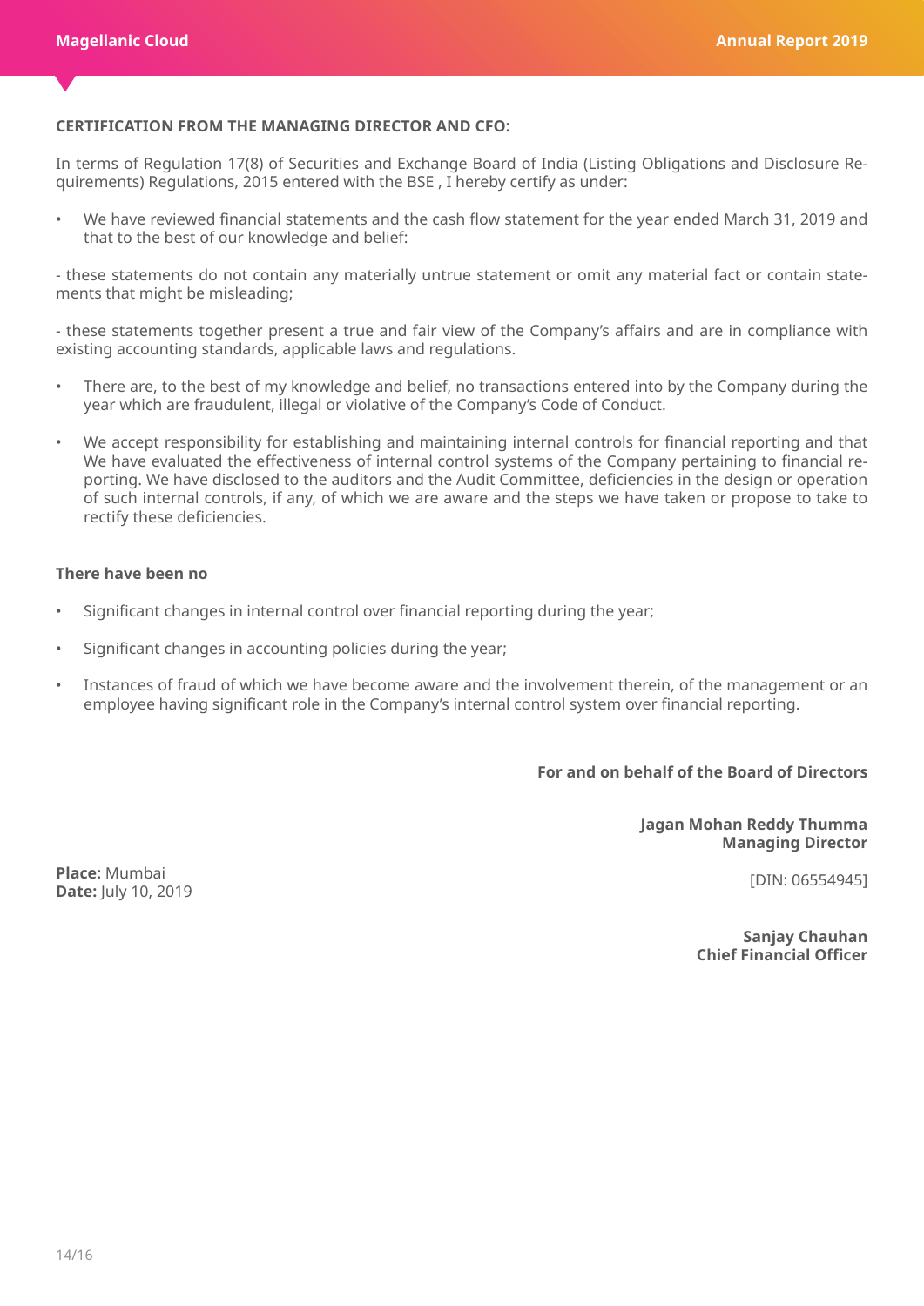**CERTIFICATION FROM THE MANAGING DIRECTOR AND CFO:**

In terms of Regulation 17(8) of Securities and Exchange Board of India (Listing Obligations and Disclosure Requirements) Regulations, 2015 entered with the BSE , I hereby certify as under:

- We have reviewed financial statements and the cash flow statement for the year ended March 31, 2019 and that to the best of our knowledge and belief:

- these statements do not contain any materially untrue statement or omit any material fact or contain statements that might be misleading;

- these statements together present a true and fair view of the Company's affairs and are in compliance with existing accounting standards, applicable laws and regulations.

- There are, to the best of my knowledge and belief, no transactions entered into by the Company during the year which are fraudulent, illegal or violative of the Company's Code of Conduct.
- We accept responsibility for establishing and maintaining internal controls for financial reporting and that We have evaluated the effectiveness of internal control systems of the Company pertaining to financial reporting. We have disclosed to the auditors and the Audit Committee, deficiencies in the design or operation of such internal controls, if any, of which we are aware and the steps we have taken or propose to take to rectify these deficiencies.

**There have been no**

- Significant changes in internal control over financial reporting during the year;
- Significant changes in accounting policies during the year;
- Instances of fraud of which we have become aware and the involvement therein, of the management or an employee having significant role in the Company's internal control system over financial reporting.

**For and on behalf of the Board of Directors**

**Jagan Mohan Reddy Thumma**
**Managing Director**

[DIN: 06554945]

**Place:** Mumbai
**Date:** July 10, 2019

**Sanjay Chauhan**
**Chief Financial Officer**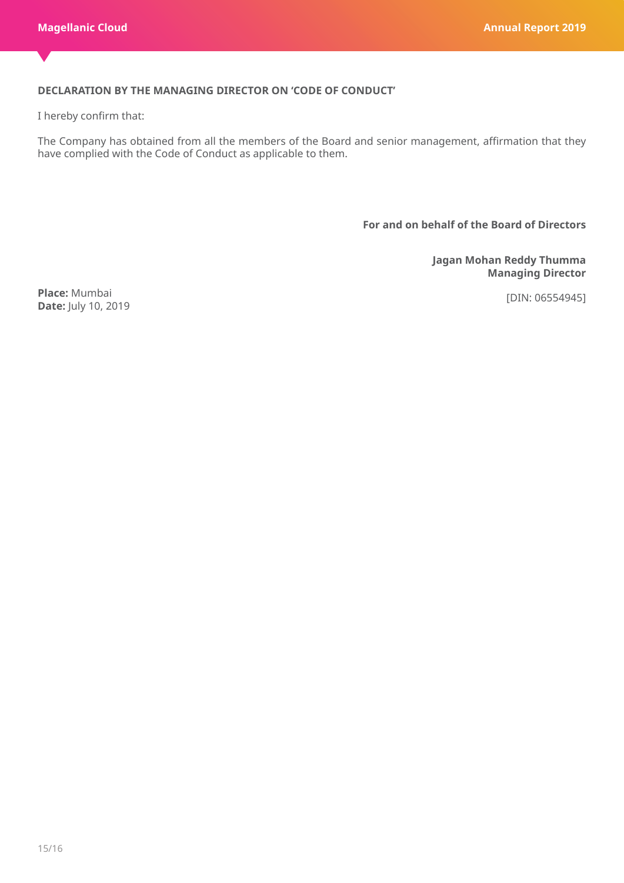## DECLARATION BY THE MANAGING DIRECTOR ON 'CODE OF CONDUCT'

I hereby confirm that:

The Company has obtained from all the members of the Board and senior management, affirmation that they have complied with the Code of Conduct as applicable to them.

**For and on behalf of the Board of Directors**

**Jagan Mohan Reddy Thumma**
**Managing Director**

[DIN: 06554945]

**Place:** Mumbai
**Date:** July 10, 2019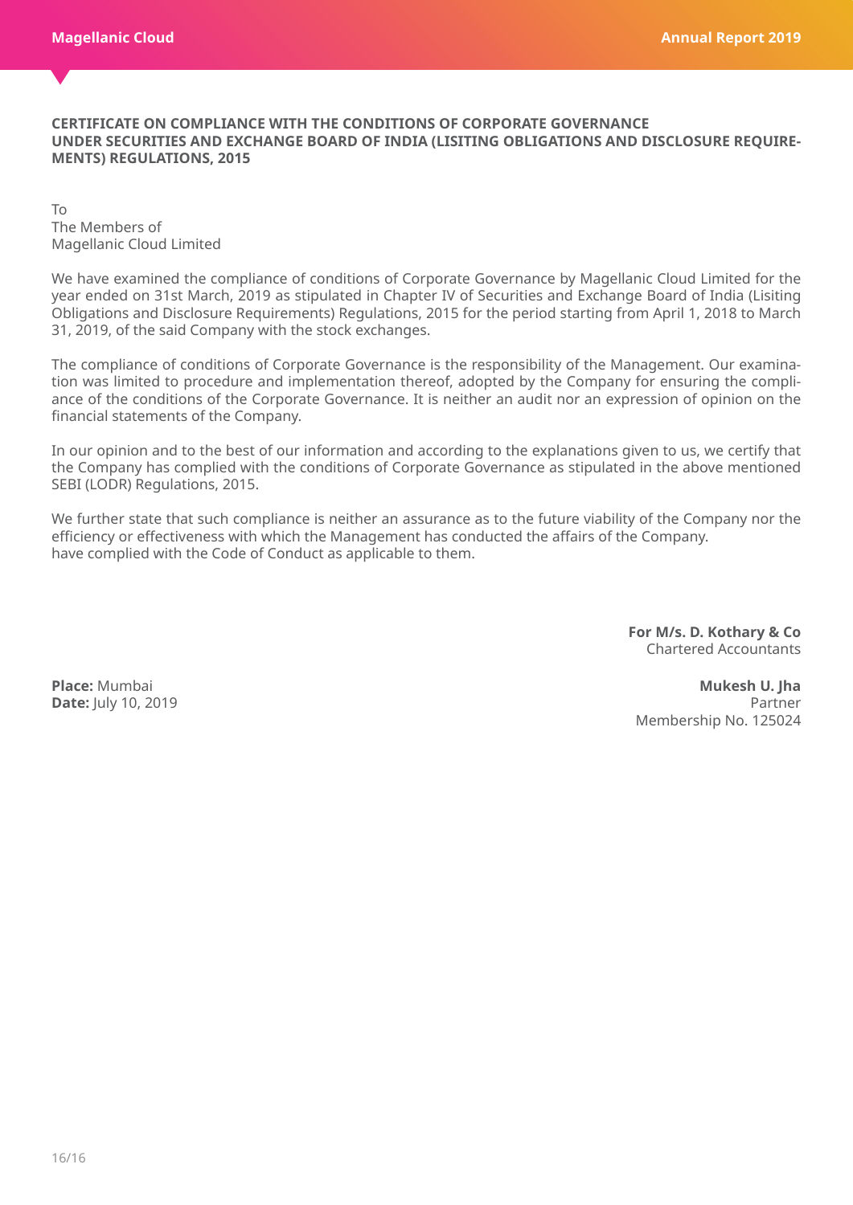**CERTIFICATE ON COMPLIANCE WITH THE CONDITIONS OF CORPORATE GOVERNANCE UNDER SECURITIES AND EXCHANGE BOARD OF INDIA (LISITING OBLIGATIONS AND DISCLOSURE REQUIREMENTS) REGULATIONS, 2015**

To
The Members of
Magellanic Cloud Limited

We have examined the compliance of conditions of Corporate Governance by Magellanic Cloud Limited for the year ended on 31st March, 2019 as stipulated in Chapter IV of Securities and Exchange Board of India (Lisiting Obligations and Disclosure Requirements) Regulations, 2015 for the period starting from April 1, 2018 to March 31, 2019, of the said Company with the stock exchanges.

The compliance of conditions of Corporate Governance is the responsibility of the Management. Our examination was limited to procedure and implementation thereof, adopted by the Company for ensuring the compliance of the conditions of the Corporate Governance. It is neither an audit nor an expression of opinion on the financial statements of the Company.

In our opinion and to the best of our information and according to the explanations given to us, we certify that the Company has complied with the conditions of Corporate Governance as stipulated in the above mentioned SEBI (LODR) Regulations, 2015.

We further state that such compliance is neither an assurance as to the future viability of the Company nor the efficiency or effectiveness with which the Management has conducted the affairs of the Company.
have complied with the Code of Conduct as applicable to them.

**For M/s. D. Kothary & Co**
Chartered Accountants

**Mukesh U. Jha**
Partner
Membership No. 125024

**Place:** Mumbai
**Date:** July 10, 2019